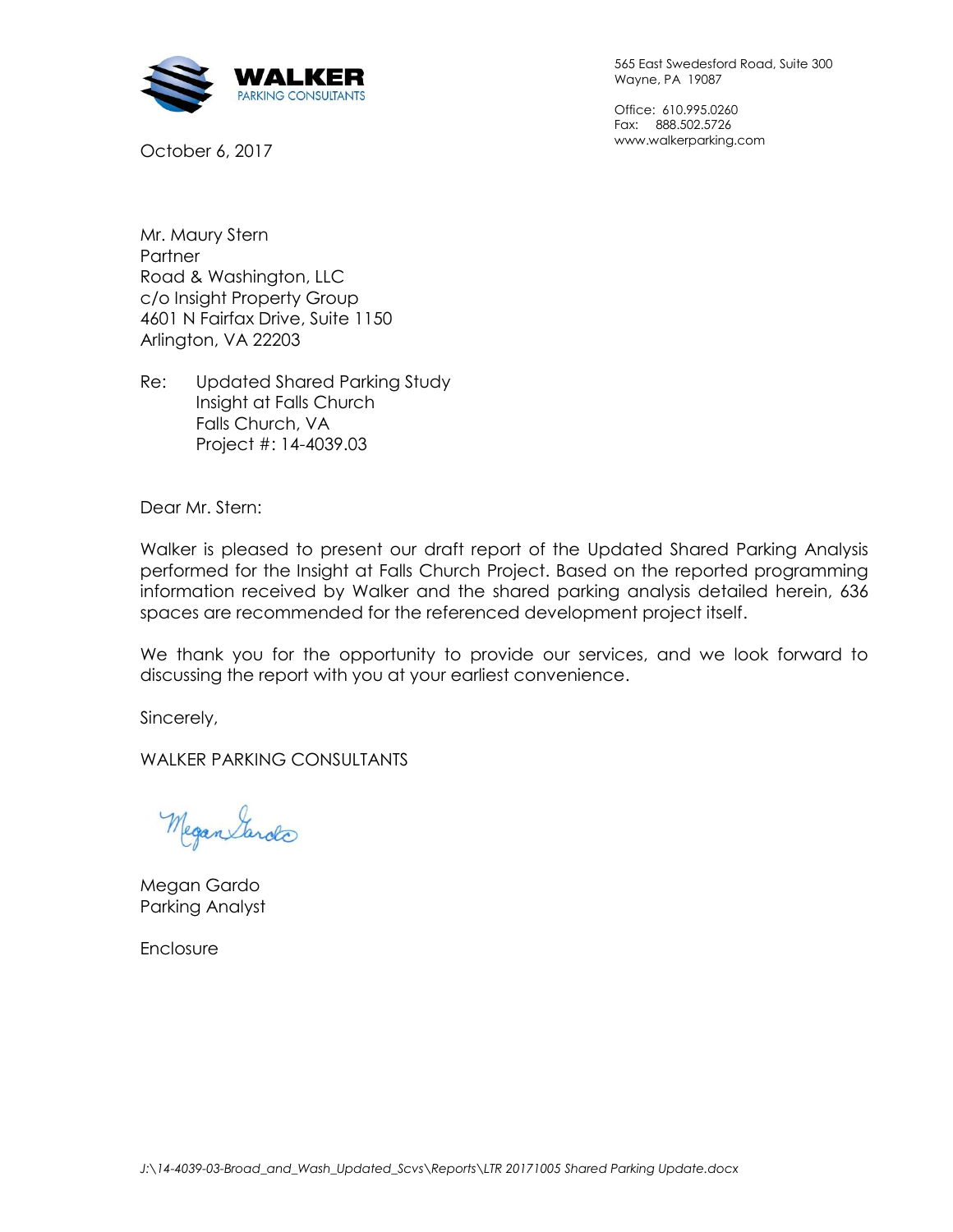**WALKER**
PARKING CONSULTANTS

565 East Swedesford Road, Suite 300
Wayne, PA 19087

Office: 610.995.0260
Fax: 888.502.5726
www.walkerparking.com

October 6, 2017

Mr. Maury Stern
Partner
Road & Washington, LLC
c/o Insight Property Group
4601 N Fairfax Drive, Suite 1150
Arlington, VA 22203

Re: Updated Shared Parking Study
Insight at Falls Church
Falls Church, VA
Project #: 14-4039.03

Dear Mr. Stern:

Walker is pleased to present our draft report of the Updated Shared Parking Analysis performed for the Insight at Falls Church Project. Based on the reported programming information received by Walker and the shared parking analysis detailed herein, 636 spaces are recommended for the referenced development project itself.

We thank you for the opportunity to provide our services, and we look forward to discussing the report with you at your earliest convenience.

Sincerely,

WALKER PARKING CONSULTANTS

Megan Gardo
Parking Analyst

Enclosure

*J:\14-4039-03-Broad_and_Wash_Updated_Scvs\Reports\LTR 20171005 Shared Parking Update.docx*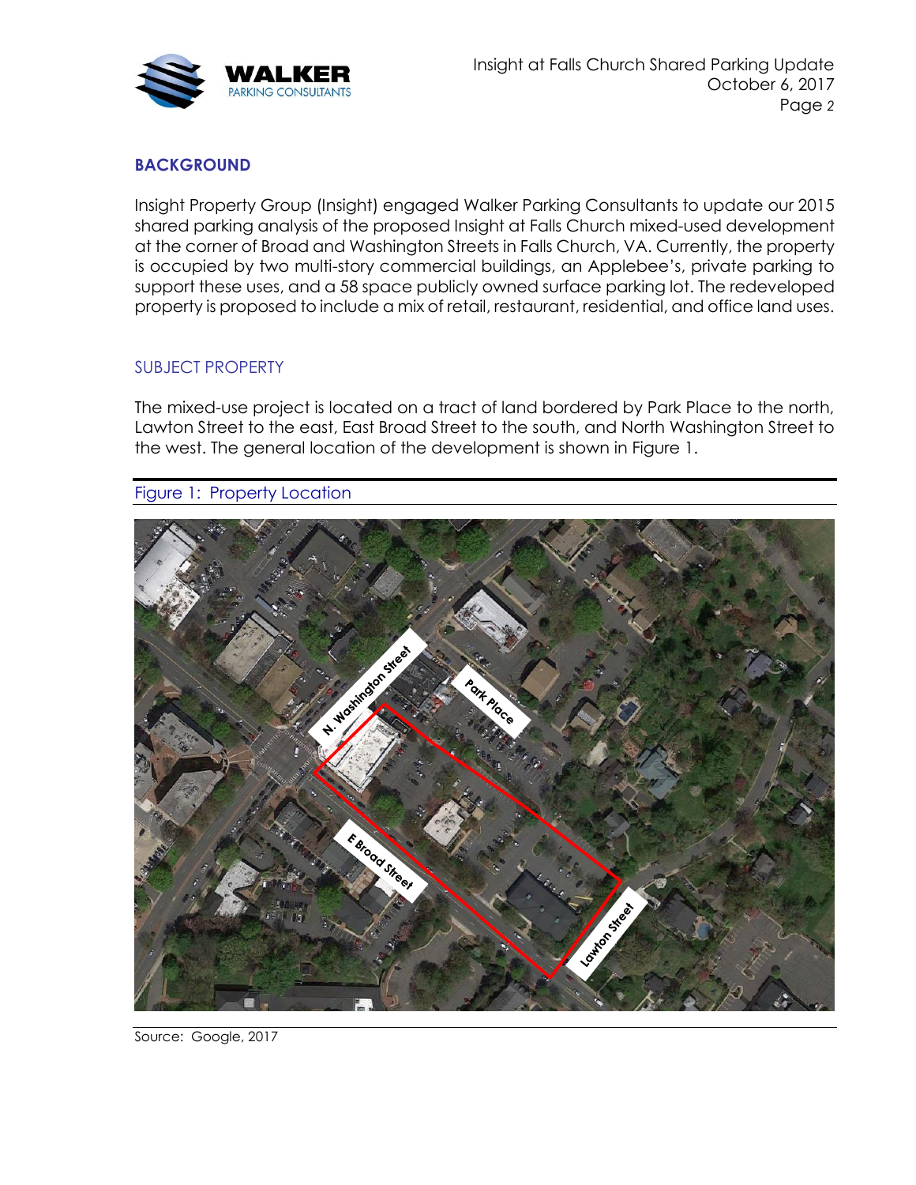## BACKGROUND

Insight Property Group (Insight) engaged Walker Parking Consultants to update our 2015 shared parking analysis of the proposed Insight at Falls Church mixed-used development at the corner of Broad and Washington Streets in Falls Church, VA. Currently, the property is occupied by two multi-story commercial buildings, an Applebee's, private parking to support these uses, and a 58 space publicly owned surface parking lot. The redeveloped property is proposed to include a mix of retail, restaurant, residential, and office land uses.

### SUBJECT PROPERTY

The mixed-use project is located on a tract of land bordered by Park Place to the north, Lawton Street to the east, East Broad Street to the south, and North Washington Street to the west. The general location of the development is shown in Figure 1.

Figure 1: Property Location

Source: Google, 2017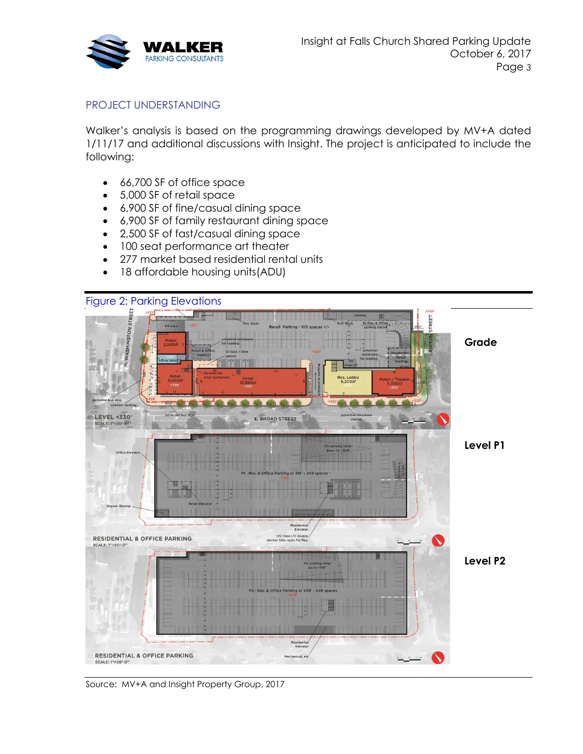## PROJECT UNDERSTANDING

Walker's analysis is based on the programming drawings developed by MV+A dated 1/11/17 and additional discussions with Insight. The project is anticipated to include the following:

- 66,700 SF of office space
- 5,000 SF of retail space
- 6,900 SF of fine/casual dining space
- 6,900 SF of family restaurant dining space
- 2,500 SF of fast/casual dining space
- 100 seat performance art theater
- 277 market based residential rental units
- 18 affordable housing units(ADU)

Figure 2: Parking Elevations

**Grade**

**Level P1**

**Level P2**

Source: MV+A and Insight Property Group, 2017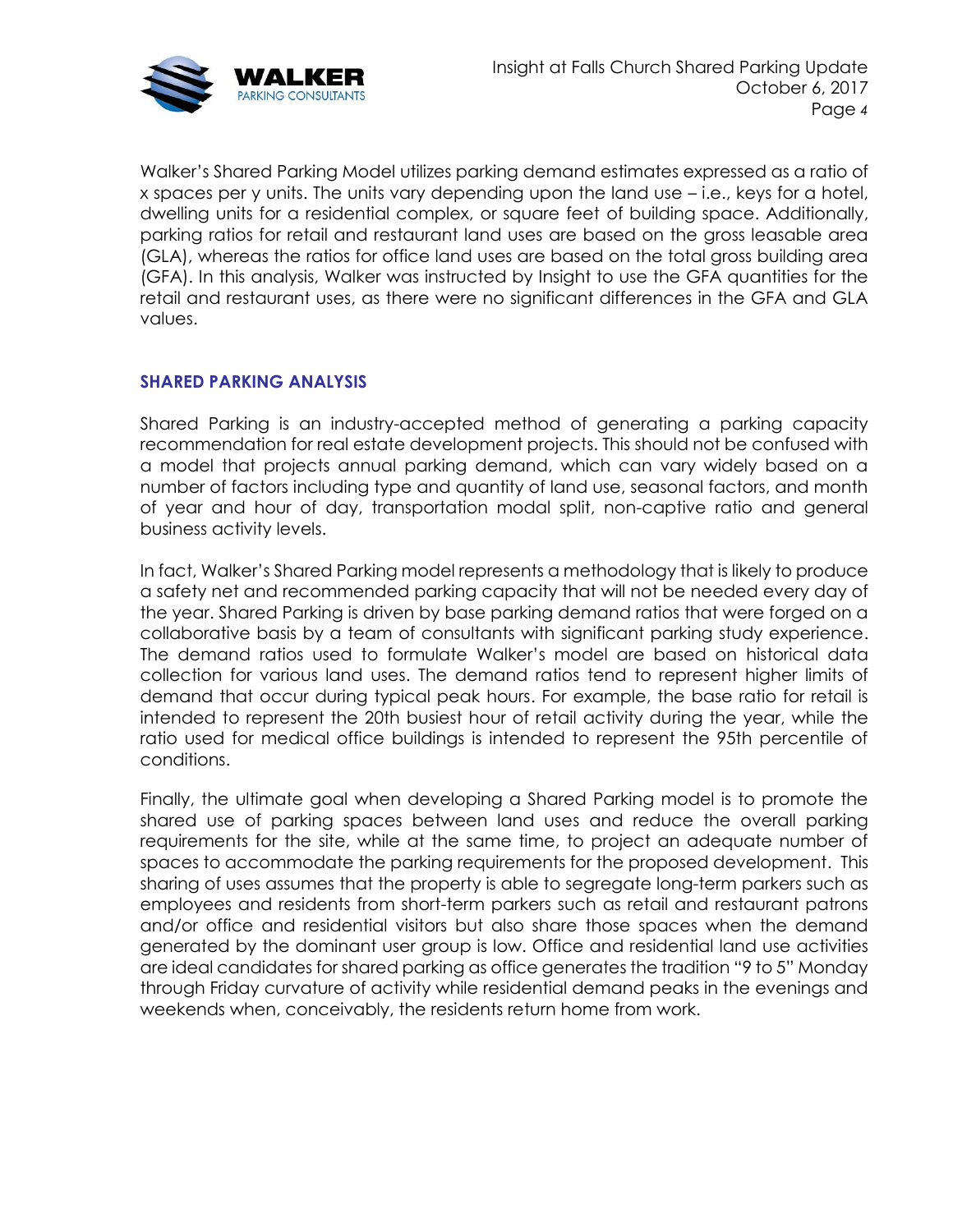Walker's Shared Parking Model utilizes parking demand estimates expressed as a ratio of x spaces per y units. The units vary depending upon the land use – i.e., keys for a hotel, dwelling units for a residential complex, or square feet of building space. Additionally, parking ratios for retail and restaurant land uses are based on the gross leasable area (GLA), whereas the ratios for office land uses are based on the total gross building area (GFA). In this analysis, Walker was instructed by Insight to use the GFA quantities for the retail and restaurant uses, as there were no significant differences in the GFA and GLA values.

## SHARED PARKING ANALYSIS

Shared Parking is an industry-accepted method of generating a parking capacity recommendation for real estate development projects. This should not be confused with a model that projects annual parking demand, which can vary widely based on a number of factors including type and quantity of land use, seasonal factors, and month of year and hour of day, transportation modal split, non-captive ratio and general business activity levels.

In fact, Walker's Shared Parking model represents a methodology that is likely to produce a safety net and recommended parking capacity that will not be needed every day of the year. Shared Parking is driven by base parking demand ratios that were forged on a collaborative basis by a team of consultants with significant parking study experience. The demand ratios used to formulate Walker's model are based on historical data collection for various land uses. The demand ratios tend to represent higher limits of demand that occur during typical peak hours. For example, the base ratio for retail is intended to represent the 20th busiest hour of retail activity during the year, while the ratio used for medical office buildings is intended to represent the 95th percentile of conditions.

Finally, the ultimate goal when developing a Shared Parking model is to promote the shared use of parking spaces between land uses and reduce the overall parking requirements for the site, while at the same time, to project an adequate number of spaces to accommodate the parking requirements for the proposed development. This sharing of uses assumes that the property is able to segregate long-term parkers such as employees and residents from short-term parkers such as retail and restaurant patrons and/or office and residential visitors but also share those spaces when the demand generated by the dominant user group is low. Office and residential land use activities are ideal candidates for shared parking as office generates the tradition "9 to 5" Monday through Friday curvature of activity while residential demand peaks in the evenings and weekends when, conceivably, the residents return home from work.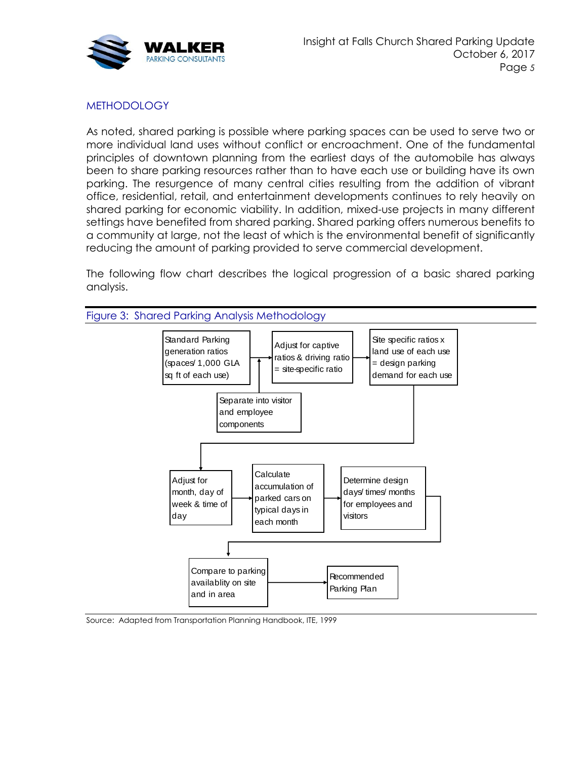## METHODOLOGY

As noted, shared parking is possible where parking spaces can be used to serve two or more individual land uses without conflict or encroachment. One of the fundamental principles of downtown planning from the earliest days of the automobile has always been to share parking resources rather than to have each use or building have its own parking. The resurgence of many central cities resulting from the addition of vibrant office, residential, retail, and entertainment developments continues to rely heavily on shared parking for economic viability. In addition, mixed-use projects in many different settings have benefited from shared parking. Shared parking offers numerous benefits to a community at large, not the least of which is the environmental benefit of significantly reducing the amount of parking provided to serve commercial development.

The following flow chart describes the logical progression of a basic shared parking analysis.

Figure 3: Shared Parking Analysis Methodology

Standard Parking generation ratios (spaces/ 1,000 GLA sq ft of each use) → Adjust for captive ratios & driving ratio = site-specific ratio → Site specific ratios x land use of each use = design parking demand for each use

Separate into visitor and employee components → (into "Adjust for captive ratios & driving ratio")

Adjust for month, day of week & time of day → Calculate accumulation of parked cars on typical days in each month → Determine design days/ times/ months for employees and visitors

Compare to parking availablity on site and in area → Recommended Parking Plan

Source: Adapted from Transportation Planning Handbook, ITE, 1999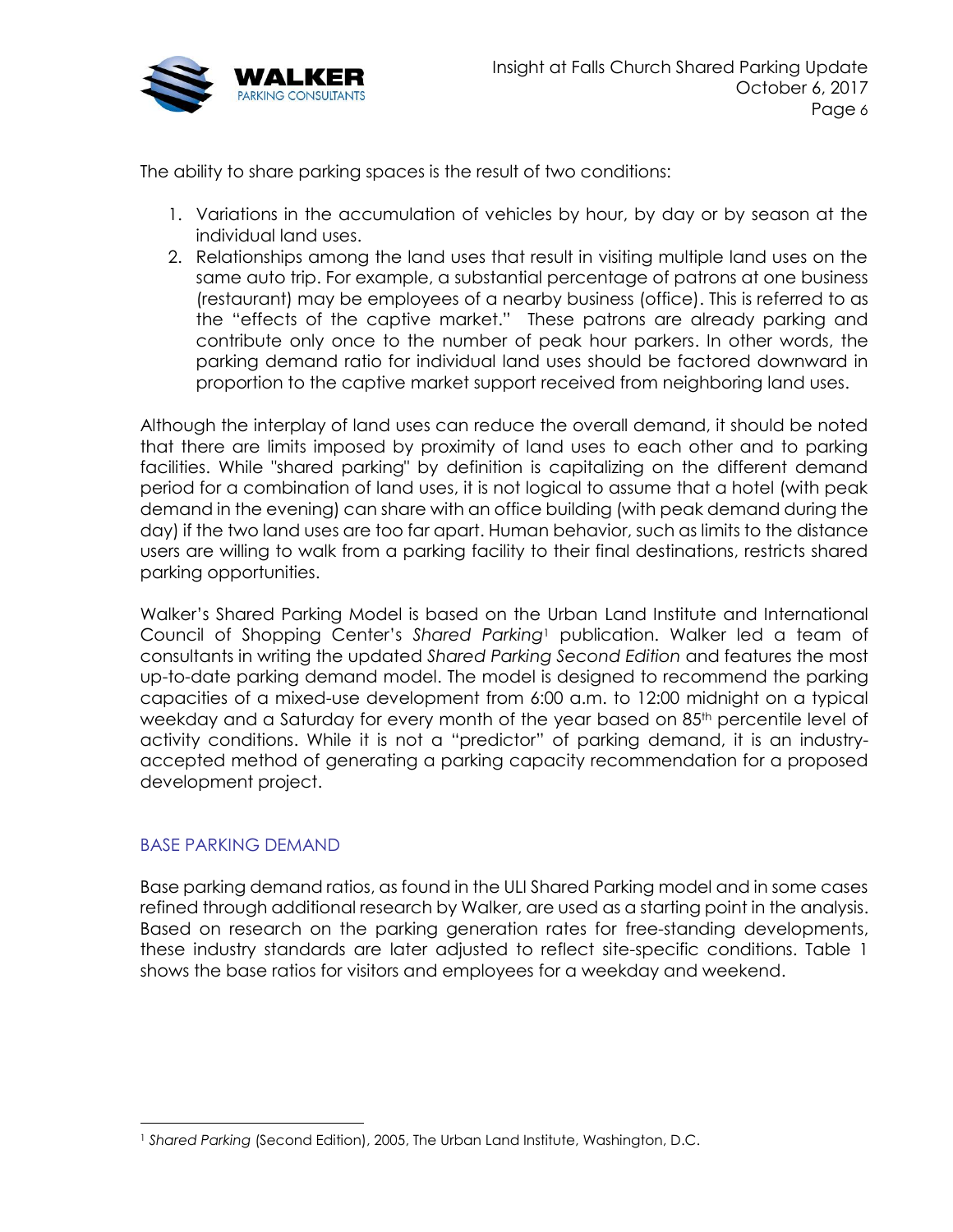The ability to share parking spaces is the result of two conditions:

1. Variations in the accumulation of vehicles by hour, by day or by season at the individual land uses.
2. Relationships among the land uses that result in visiting multiple land uses on the same auto trip. For example, a substantial percentage of patrons at one business (restaurant) may be employees of a nearby business (office). This is referred to as the "effects of the captive market." These patrons are already parking and contribute only once to the number of peak hour parkers. In other words, the parking demand ratio for individual land uses should be factored downward in proportion to the captive market support received from neighboring land uses.

Although the interplay of land uses can reduce the overall demand, it should be noted that there are limits imposed by proximity of land uses to each other and to parking facilities. While "shared parking" by definition is capitalizing on the different demand period for a combination of land uses, it is not logical to assume that a hotel (with peak demand in the evening) can share with an office building (with peak demand during the day) if the two land uses are too far apart. Human behavior, such as limits to the distance users are willing to walk from a parking facility to their final destinations, restricts shared parking opportunities.

Walker's Shared Parking Model is based on the Urban Land Institute and International Council of Shopping Center's *Shared Parking*[1] publication. Walker led a team of consultants in writing the updated *Shared Parking Second Edition* and features the most up-to-date parking demand model. The model is designed to recommend the parking capacities of a mixed-use development from 6:00 a.m. to 12:00 midnight on a typical weekday and a Saturday for every month of the year based on 85th percentile level of activity conditions. While it is not a "predictor" of parking demand, it is an industry-accepted method of generating a parking capacity recommendation for a proposed development project.

## BASE PARKING DEMAND

Base parking demand ratios, as found in the ULI Shared Parking model and in some cases refined through additional research by Walker, are used as a starting point in the analysis. Based on research on the parking generation rates for free-standing developments, these industry standards are later adjusted to reflect site-specific conditions. Table 1 shows the base ratios for visitors and employees for a weekday and weekend.

---

[1] *Shared Parking* (Second Edition), 2005, The Urban Land Institute, Washington, D.C.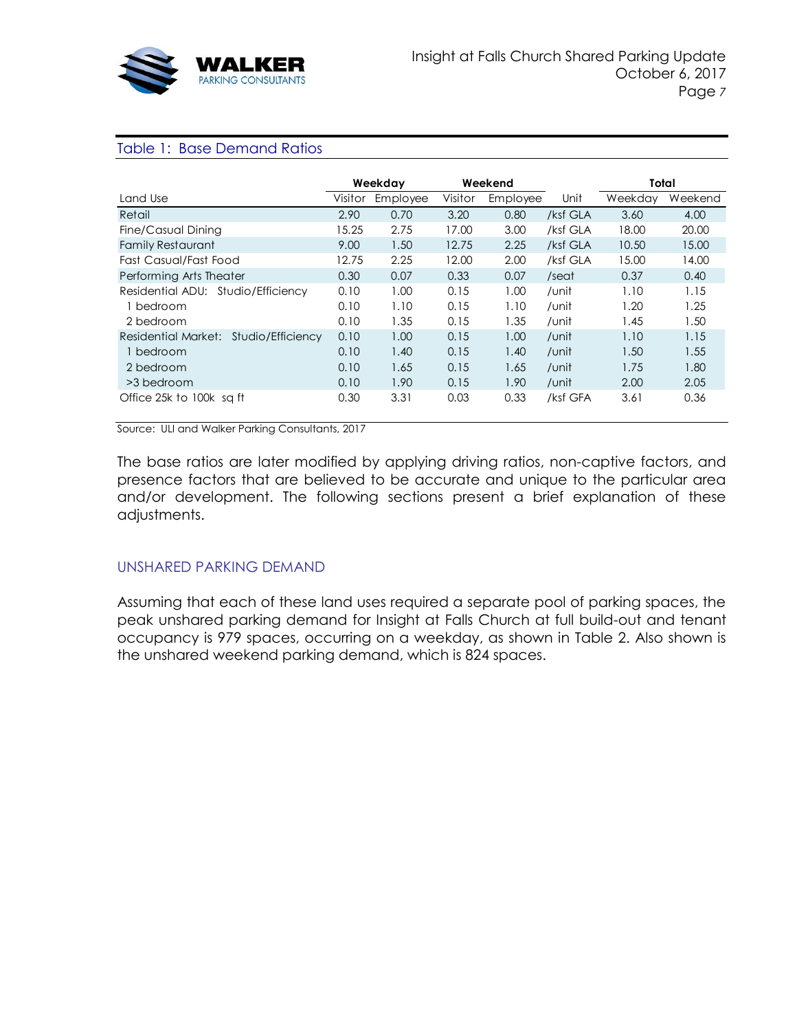## Table 1: Base Demand Ratios

| Land Use | Weekday | | Weekend | | Unit | Total | |
|---|---|---|---|---|---|---|---|
| | Visitor | Employee | Visitor | Employee | | Weekday | Weekend |
| Retail | 2.90 | 0.70 | 3.20 | 0.80 | /ksf GLA | 3.60 | 4.00 |
| Fine/Casual Dining | 15.25 | 2.75 | 17.00 | 3.00 | /ksf GLA | 18.00 | 20.00 |
| Family Restaurant | 9.00 | 1.50 | 12.75 | 2.25 | /ksf GLA | 10.50 | 15.00 |
| Fast Casual/Fast Food | 12.75 | 2.25 | 12.00 | 2.00 | /ksf GLA | 15.00 | 14.00 |
| Performing Arts Theater | 0.30 | 0.07 | 0.33 | 0.07 | /seat | 0.37 | 0.40 |
| Residential ADU: Studio/Efficiency | 0.10 | 1.00 | 0.15 | 1.00 | /unit | 1.10 | 1.15 |
| 1 bedroom | 0.10 | 1.10 | 0.15 | 1.10 | /unit | 1.20 | 1.25 |
| 2 bedroom | 0.10 | 1.35 | 0.15 | 1.35 | /unit | 1.45 | 1.50 |
| Residential Market: Studio/Efficiency | 0.10 | 1.00 | 0.15 | 1.00 | /unit | 1.10 | 1.15 |
| 1 bedroom | 0.10 | 1.40 | 0.15 | 1.40 | /unit | 1.50 | 1.55 |
| 2 bedroom | 0.10 | 1.65 | 0.15 | 1.65 | /unit | 1.75 | 1.80 |
| >3 bedroom | 0.10 | 1.90 | 0.15 | 1.90 | /unit | 2.00 | 2.05 |
| Office 25k to 100k sq ft | 0.30 | 3.31 | 0.03 | 0.33 | /ksf GFA | 3.61 | 0.36 |

Source: ULI and Walker Parking Consultants, 2017

The base ratios are later modified by applying driving ratios, non-captive factors, and presence factors that are believed to be accurate and unique to the particular area and/or development. The following sections present a brief explanation of these adjustments.

## UNSHARED PARKING DEMAND

Assuming that each of these land uses required a separate pool of parking spaces, the peak unshared parking demand for Insight at Falls Church at full build-out and tenant occupancy is 979 spaces, occurring on a weekday, as shown in Table 2. Also shown is the unshared weekend parking demand, which is 824 spaces.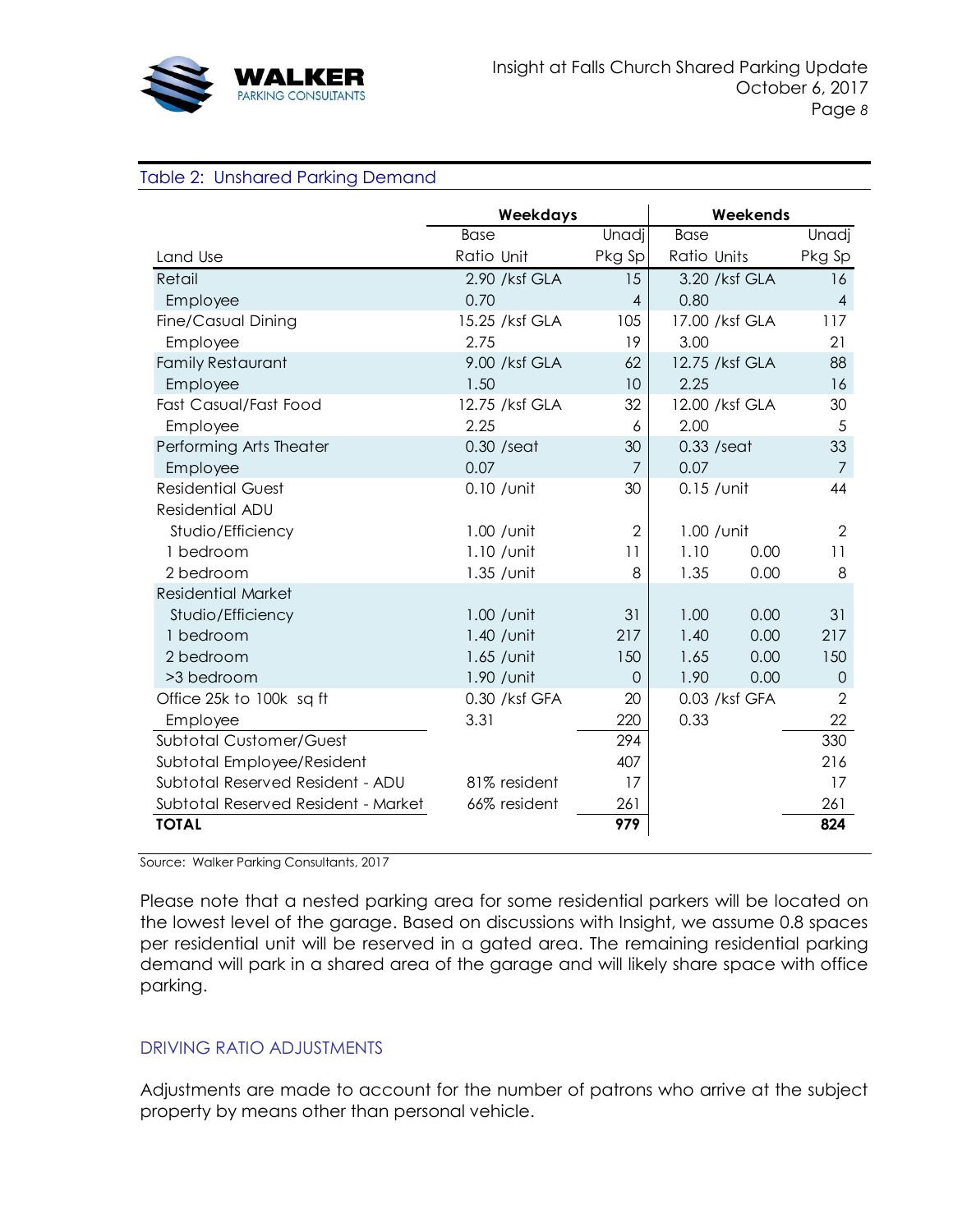Table 2: Unshared Parking Demand

| Land Use | Weekdays Base Ratio | Unit | Unadj Pkg Sp | Weekends Base Ratio | Units | Unadj Pkg Sp |
|---|---|---|---|---|---|---|
| Retail | 2.90 | /ksf GLA | 15 | 3.20 | /ksf GLA | 16 |
| Employee | 0.70 | | 4 | 0.80 | | 4 |
| Fine/Casual Dining | 15.25 | /ksf GLA | 105 | 17.00 | /ksf GLA | 117 |
| Employee | 2.75 | | 19 | 3.00 | | 21 |
| Family Restaurant | 9.00 | /ksf GLA | 62 | 12.75 | /ksf GLA | 88 |
| Employee | 1.50 | | 10 | 2.25 | | 16 |
| Fast Casual/Fast Food | 12.75 | /ksf GLA | 32 | 12.00 | /ksf GLA | 30 |
| Employee | 2.25 | | 6 | 2.00 | | 5 |
| Performing Arts Theater | 0.30 | /seat | 30 | 0.33 | /seat | 33 |
| Employee | 0.07 | | 7 | 0.07 | | 7 |
| Residential Guest | 0.10 | /unit | 30 | 0.15 | /unit | 44 |
| Residential ADU | | | | | | |
| Studio/Efficiency | 1.00 | /unit | 2 | 1.00 | /unit | 2 |
| 1 bedroom | 1.10 | /unit | 11 | 1.10 | 0.00 | 11 |
| 2 bedroom | 1.35 | /unit | 8 | 1.35 | 0.00 | 8 |
| Residential Market | | | | | | |
| Studio/Efficiency | 1.00 | /unit | 31 | 1.00 | 0.00 | 31 |
| 1 bedroom | 1.40 | /unit | 217 | 1.40 | 0.00 | 217 |
| 2 bedroom | 1.65 | /unit | 150 | 1.65 | 0.00 | 150 |
| >3 bedroom | 1.90 | /unit | 0 | 1.90 | 0.00 | 0 |
| Office 25k to 100k sq ft | 0.30 | /ksf GFA | 20 | 0.03 | /ksf GFA | 2 |
| Employee | 3.31 | | 220 | 0.33 | | 22 |
| Subtotal Customer/Guest | | | 294 | | | 330 |
| Subtotal Employee/Resident | | | 407 | | | 216 |
| Subtotal Reserved Resident - ADU | 81% resident | | 17 | | | 17 |
| Subtotal Reserved Resident - Market | 66% resident | | 261 | | | 261 |
| **TOTAL** | | | **979** | | | **824** |

Source: Walker Parking Consultants, 2017

Please note that a nested parking area for some residential parkers will be located on the lowest level of the garage. Based on discussions with Insight, we assume 0.8 spaces per residential unit will be reserved in a gated area. The remaining residential parking demand will park in a shared area of the garage and will likely share space with office parking.

## DRIVING RATIO ADJUSTMENTS

Adjustments are made to account for the number of patrons who arrive at the subject property by means other than personal vehicle.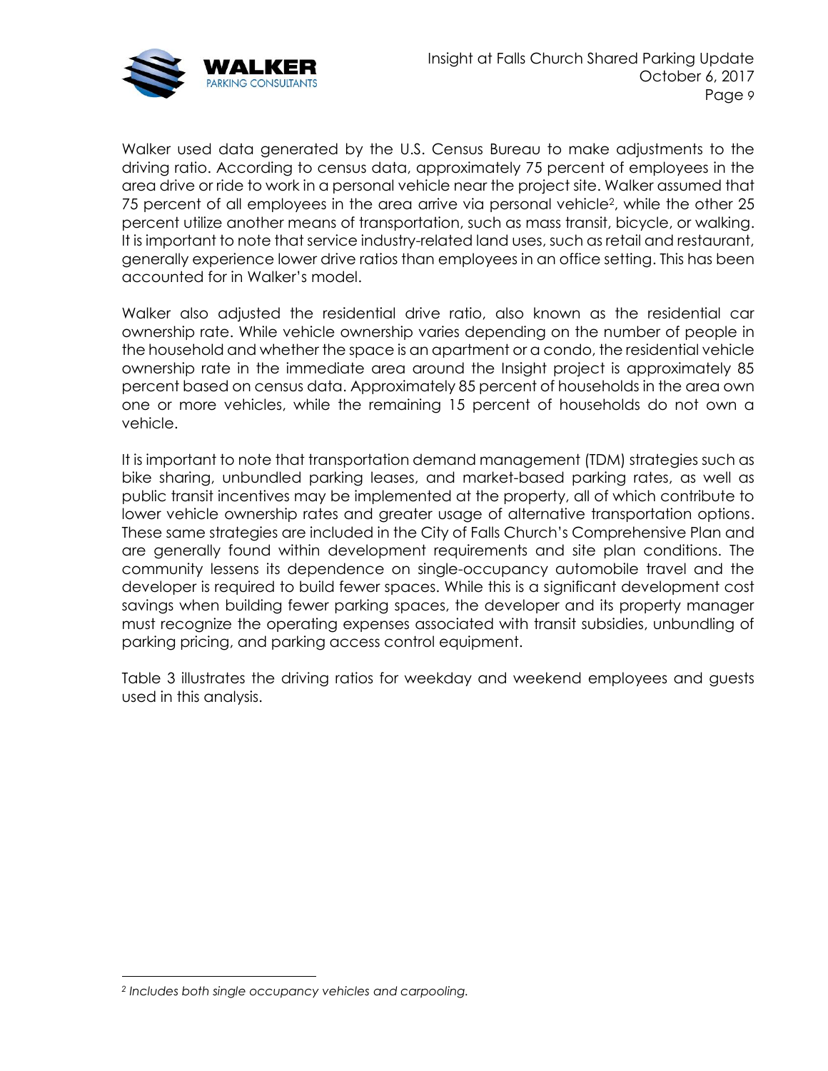Walker used data generated by the U.S. Census Bureau to make adjustments to the driving ratio. According to census data, approximately 75 percent of employees in the area drive or ride to work in a personal vehicle near the project site. Walker assumed that 75 percent of all employees in the area arrive via personal vehicle[2], while the other 25 percent utilize another means of transportation, such as mass transit, bicycle, or walking. It is important to note that service industry-related land uses, such as retail and restaurant, generally experience lower drive ratios than employees in an office setting. This has been accounted for in Walker's model.

Walker also adjusted the residential drive ratio, also known as the residential car ownership rate. While vehicle ownership varies depending on the number of people in the household and whether the space is an apartment or a condo, the residential vehicle ownership rate in the immediate area around the Insight project is approximately 85 percent based on census data. Approximately 85 percent of households in the area own one or more vehicles, while the remaining 15 percent of households do not own a vehicle.

It is important to note that transportation demand management (TDM) strategies such as bike sharing, unbundled parking leases, and market-based parking rates, as well as public transit incentives may be implemented at the property, all of which contribute to lower vehicle ownership rates and greater usage of alternative transportation options. These same strategies are included in the City of Falls Church's Comprehensive Plan and are generally found within development requirements and site plan conditions. The community lessens its dependence on single-occupancy automobile travel and the developer is required to build fewer spaces. While this is a significant development cost savings when building fewer parking spaces, the developer and its property manager must recognize the operating expenses associated with transit subsidies, unbundling of parking pricing, and parking access control equipment.

Table 3 illustrates the driving ratios for weekday and weekend employees and guests used in this analysis.

---

[2] *Includes both single occupancy vehicles and carpooling.*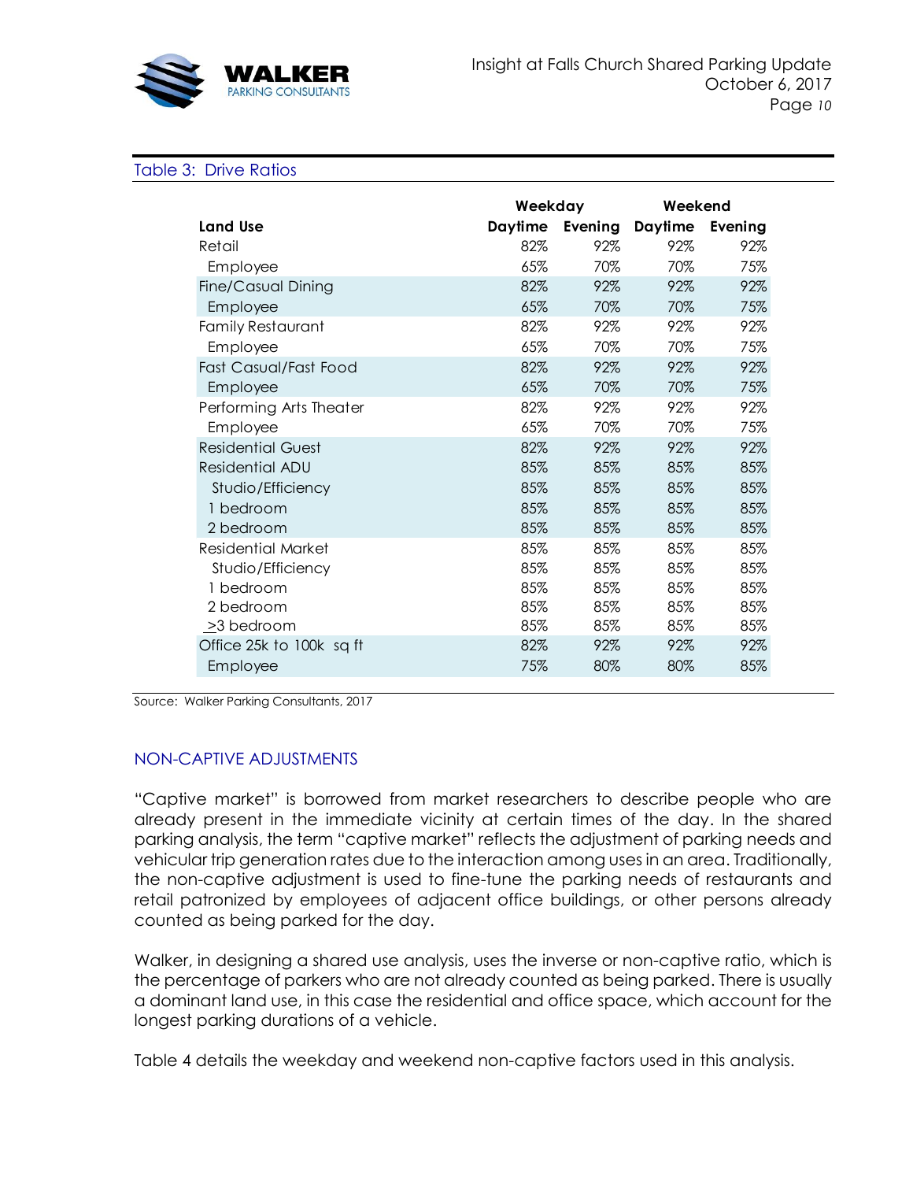Table 3: Drive Ratios

| | Weekday | | Weekend | |
|---|---|---|---|---|
| **Land Use** | **Daytime** | **Evening** | **Daytime** | **Evening** |
| Retail | 82% | 92% | 92% | 92% |
| Employee | 65% | 70% | 70% | 75% |
| Fine/Casual Dining | 82% | 92% | 92% | 92% |
| Employee | 65% | 70% | 70% | 75% |
| Family Restaurant | 82% | 92% | 92% | 92% |
| Employee | 65% | 70% | 70% | 75% |
| Fast Casual/Fast Food | 82% | 92% | 92% | 92% |
| Employee | 65% | 70% | 70% | 75% |
| Performing Arts Theater | 82% | 92% | 92% | 92% |
| Employee | 65% | 70% | 70% | 75% |
| Residential Guest | 82% | 92% | 92% | 92% |
| Residential ADU | 85% | 85% | 85% | 85% |
| Studio/Efficiency | 85% | 85% | 85% | 85% |
| 1 bedroom | 85% | 85% | 85% | 85% |
| 2 bedroom | 85% | 85% | 85% | 85% |
| Residential Market | 85% | 85% | 85% | 85% |
| Studio/Efficiency | 85% | 85% | 85% | 85% |
| 1 bedroom | 85% | 85% | 85% | 85% |
| 2 bedroom | 85% | 85% | 85% | 85% |
| >3 bedroom | 85% | 85% | 85% | 85% |
| Office 25k to 100k sq ft | 82% | 92% | 92% | 92% |
| Employee | 75% | 80% | 80% | 85% |

Source: Walker Parking Consultants, 2017

## NON-CAPTIVE ADJUSTMENTS

"Captive market" is borrowed from market researchers to describe people who are already present in the immediate vicinity at certain times of the day. In the shared parking analysis, the term "captive market" reflects the adjustment of parking needs and vehicular trip generation rates due to the interaction among uses in an area. Traditionally, the non-captive adjustment is used to fine-tune the parking needs of restaurants and retail patronized by employees of adjacent office buildings, or other persons already counted as being parked for the day.

Walker, in designing a shared use analysis, uses the inverse or non-captive ratio, which is the percentage of parkers who are not already counted as being parked. There is usually a dominant land use, in this case the residential and office space, which account for the longest parking durations of a vehicle.

Table 4 details the weekday and weekend non-captive factors used in this analysis.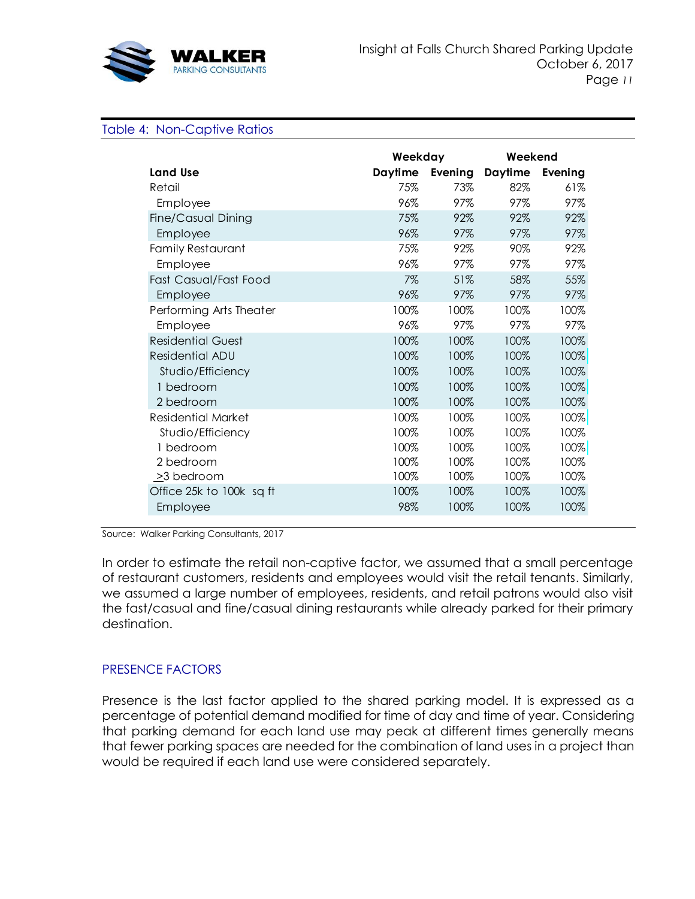Table 4: Non-Captive Ratios

| Land Use | Weekday Daytime | Weekday Evening | Weekend Daytime | Weekend Evening |
|---|---|---|---|---|
| Retail | 75% | 73% | 82% | 61% |
| Employee | 96% | 97% | 97% | 97% |
| Fine/Casual Dining | 75% | 92% | 92% | 92% |
| Employee | 96% | 97% | 97% | 97% |
| Family Restaurant | 75% | 92% | 90% | 92% |
| Employee | 96% | 97% | 97% | 97% |
| Fast Casual/Fast Food | 7% | 51% | 58% | 55% |
| Employee | 96% | 97% | 97% | 97% |
| Performing Arts Theater | 100% | 100% | 100% | 100% |
| Employee | 96% | 97% | 97% | 97% |
| Residential Guest | 100% | 100% | 100% | 100% |
| Residential ADU | 100% | 100% | 100% | 100% |
| Studio/Efficiency | 100% | 100% | 100% | 100% |
| 1 bedroom | 100% | 100% | 100% | 100% |
| 2 bedroom | 100% | 100% | 100% | 100% |
| Residential Market | 100% | 100% | 100% | 100% |
| Studio/Efficiency | 100% | 100% | 100% | 100% |
| 1 bedroom | 100% | 100% | 100% | 100% |
| 2 bedroom | 100% | 100% | 100% | 100% |
| ≥3 bedroom | 100% | 100% | 100% | 100% |
| Office 25k to 100k sq ft | 100% | 100% | 100% | 100% |
| Employee | 98% | 100% | 100% | 100% |

Source: Walker Parking Consultants, 2017

In order to estimate the retail non-captive factor, we assumed that a small percentage of restaurant customers, residents and employees would visit the retail tenants. Similarly, we assumed a large number of employees, residents, and retail patrons would also visit the fast/casual and fine/casual dining restaurants while already parked for their primary destination.

## PRESENCE FACTORS

Presence is the last factor applied to the shared parking model. It is expressed as a percentage of potential demand modified for time of day and time of year. Considering that parking demand for each land use may peak at different times generally means that fewer parking spaces are needed for the combination of land uses in a project than would be required if each land use were considered separately.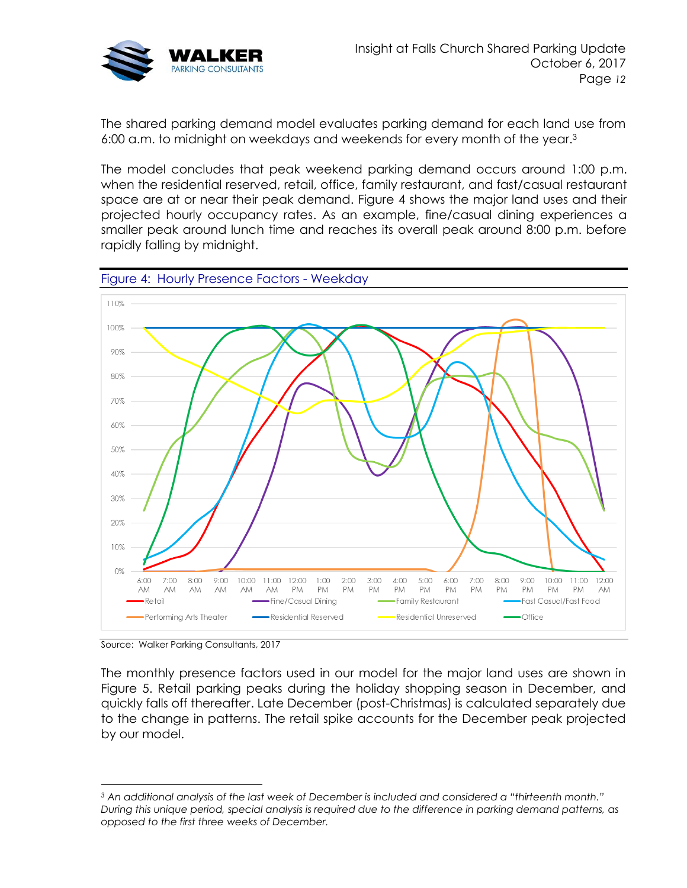The shared parking demand model evaluates parking demand for each land use from 6:00 a.m. to midnight on weekdays and weekends for every month of the year.[3]

The model concludes that peak weekend parking demand occurs around 1:00 p.m. when the residential reserved, retail, office, family restaurant, and fast/casual restaurant space are at or near their peak demand. Figure 4 shows the major land uses and their projected hourly occupancy rates. As an example, fine/casual dining experiences a smaller peak around lunch time and reaches its overall peak around 8:00 p.m. before rapidly falling by midnight.

Figure 4: Hourly Presence Factors - Weekday

Source: Walker Parking Consultants, 2017

The monthly presence factors used in our model for the major land uses are shown in Figure 5. Retail parking peaks during the holiday shopping season in December, and quickly falls off thereafter. Late December (post-Christmas) is calculated separately due to the change in patterns. The retail spike accounts for the December peak projected by our model.

---

[3] *An additional analysis of the last week of December is included and considered a "thirteenth month." During this unique period, special analysis is required due to the difference in parking demand patterns, as opposed to the first three weeks of December.*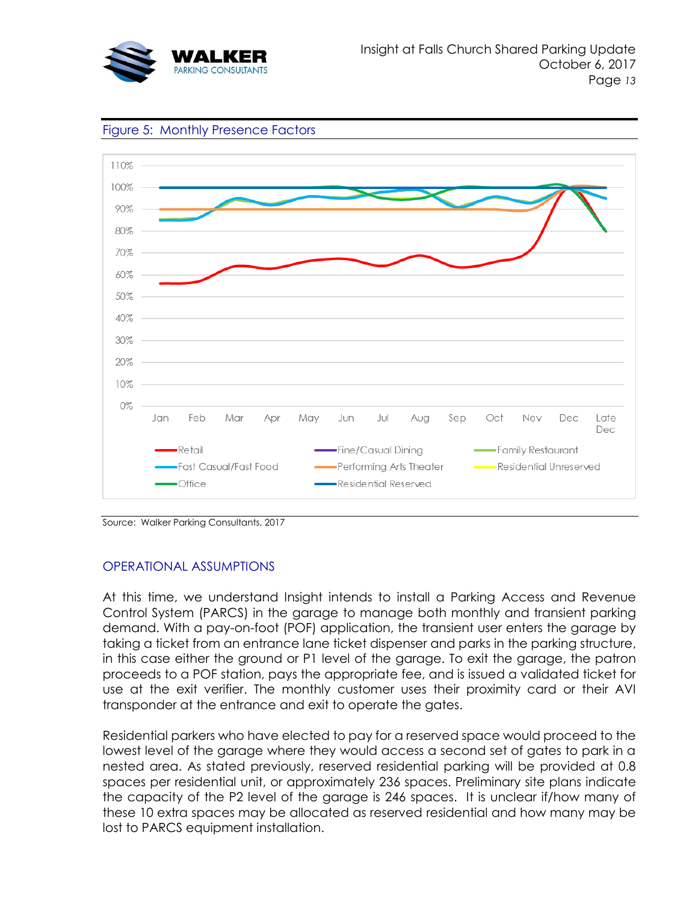Figure 5: Monthly Presence Factors

Source: Walker Parking Consultants, 2017

## OPERATIONAL ASSUMPTIONS

At this time, we understand Insight intends to install a Parking Access and Revenue Control System (PARCS) in the garage to manage both monthly and transient parking demand. With a pay-on-foot (POF) application, the transient user enters the garage by taking a ticket from an entrance lane ticket dispenser and parks in the parking structure, in this case either the ground or P1 level of the garage. To exit the garage, the patron proceeds to a POF station, pays the appropriate fee, and is issued a validated ticket for use at the exit verifier. The monthly customer uses their proximity card or their AVI transponder at the entrance and exit to operate the gates.

Residential parkers who have elected to pay for a reserved space would proceed to the lowest level of the garage where they would access a second set of gates to park in a nested area. As stated previously, reserved residential parking will be provided at 0.8 spaces per residential unit, or approximately 236 spaces. Preliminary site plans indicate the capacity of the P2 level of the garage is 246 spaces. It is unclear if/how many of these 10 extra spaces may be allocated as reserved residential and how many may be lost to PARCS equipment installation.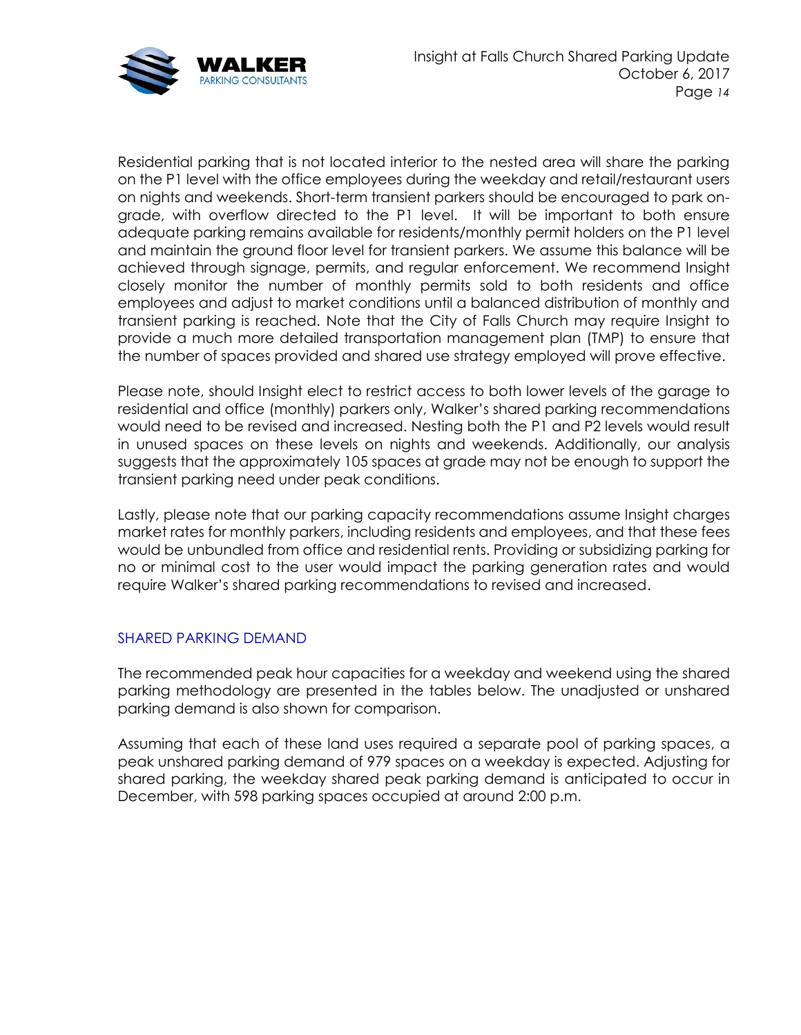Residential parking that is not located interior to the nested area will share the parking on the P1 level with the office employees during the weekday and retail/restaurant users on nights and weekends. Short-term transient parkers should be encouraged to park on-grade, with overflow directed to the P1 level. It will be important to both ensure adequate parking remains available for residents/monthly permit holders on the P1 level and maintain the ground floor level for transient parkers. We assume this balance will be achieved through signage, permits, and regular enforcement. We recommend Insight closely monitor the number of monthly permits sold to both residents and office employees and adjust to market conditions until a balanced distribution of monthly and transient parking is reached. Note that the City of Falls Church may require Insight to provide a much more detailed transportation management plan (TMP) to ensure that the number of spaces provided and shared use strategy employed will prove effective.

Please note, should Insight elect to restrict access to both lower levels of the garage to residential and office (monthly) parkers only, Walker's shared parking recommendations would need to be revised and increased. Nesting both the P1 and P2 levels would result in unused spaces on these levels on nights and weekends. Additionally, our analysis suggests that the approximately 105 spaces at grade may not be enough to support the transient parking need under peak conditions.

Lastly, please note that our parking capacity recommendations assume Insight charges market rates for monthly parkers, including residents and employees, and that these fees would be unbundled from office and residential rents. Providing or subsidizing parking for no or minimal cost to the user would impact the parking generation rates and would require Walker's shared parking recommendations to revised and increased.

## SHARED PARKING DEMAND

The recommended peak hour capacities for a weekday and weekend using the shared parking methodology are presented in the tables below. The unadjusted or unshared parking demand is also shown for comparison.

Assuming that each of these land uses required a separate pool of parking spaces, a peak unshared parking demand of 979 spaces on a weekday is expected. Adjusting for shared parking, the weekday shared peak parking demand is anticipated to occur in December, with 598 parking spaces occupied at around 2:00 p.m.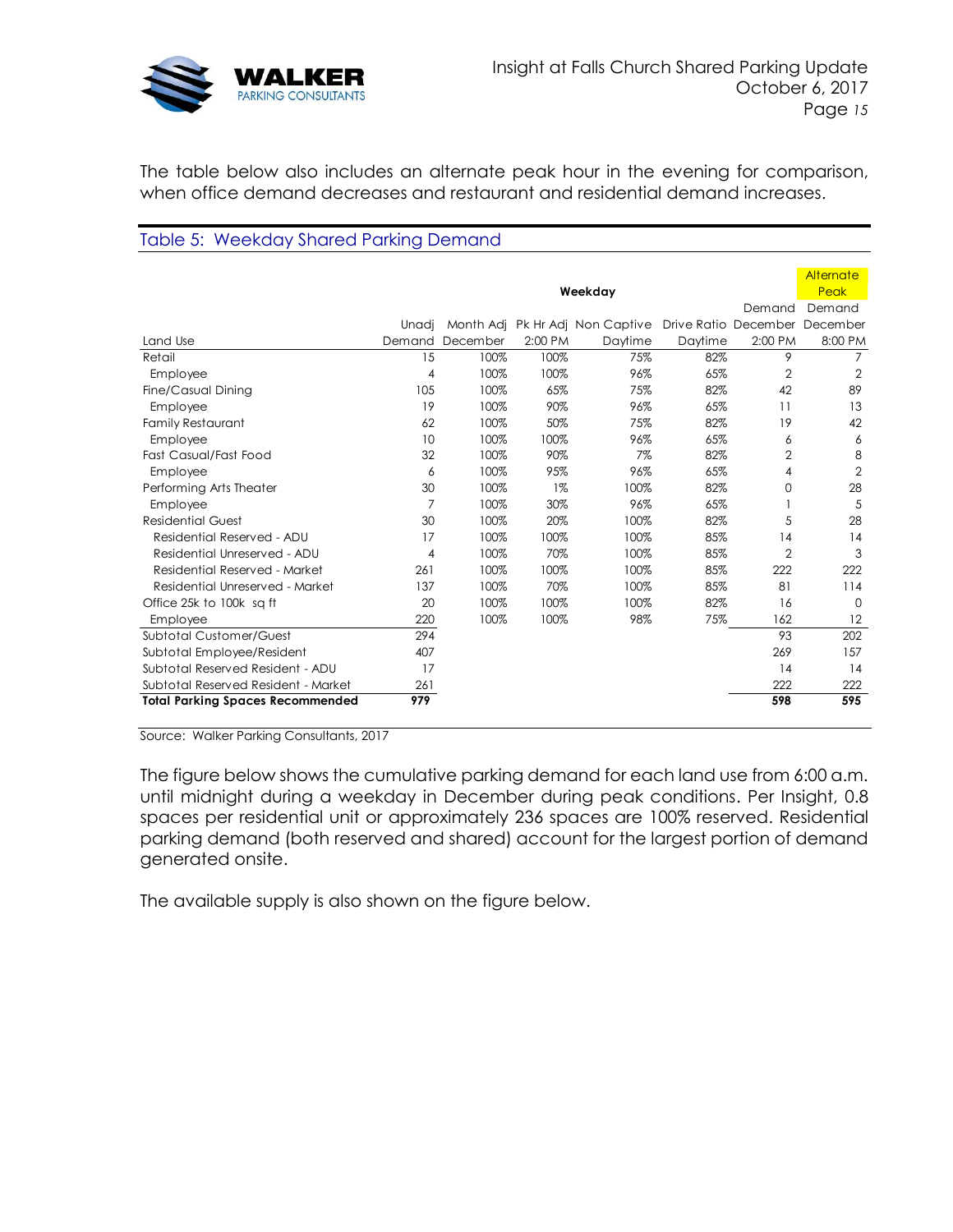The table below also includes an alternate peak hour in the evening for comparison, when office demand decreases and restaurant and residential demand increases.

## Table 5: Weekday Shared Parking Demand

| | Weekday | | | | | | Alternate Peak |
|---|---|---|---|---|---|---|---|
| | | | | | | Demand | Demand |
| | Unadj | Month Adj | Pk Hr Adj | Non Captive | Drive Ratio | December | December |
| Land Use | Demand | December | 2:00 PM | Daytime | Daytime | 2:00 PM | 8:00 PM |
| Retail | 15 | 100% | 100% | 75% | 82% | 9 | 7 |
| Employee | 4 | 100% | 100% | 96% | 65% | 2 | 2 |
| Fine/Casual Dining | 105 | 100% | 65% | 75% | 82% | 42 | 89 |
| Employee | 19 | 100% | 90% | 96% | 65% | 11 | 13 |
| Family Restaurant | 62 | 100% | 50% | 75% | 82% | 19 | 42 |
| Employee | 10 | 100% | 100% | 96% | 65% | 6 | 6 |
| Fast Casual/Fast Food | 32 | 100% | 90% | 7% | 82% | 2 | 8 |
| Employee | 6 | 100% | 95% | 96% | 65% | 4 | 2 |
| Performing Arts Theater | 30 | 100% | 1% | 100% | 82% | 0 | 28 |
| Employee | 7 | 100% | 30% | 96% | 65% | 1 | 5 |
| Residential Guest | 30 | 100% | 20% | 100% | 82% | 5 | 28 |
| Residential Reserved - ADU | 17 | 100% | 100% | 100% | 85% | 14 | 14 |
| Residential Unreserved - ADU | 4 | 100% | 70% | 100% | 85% | 2 | 3 |
| Residential Reserved - Market | 261 | 100% | 100% | 100% | 85% | 222 | 222 |
| Residential Unreserved - Market | 137 | 100% | 70% | 100% | 85% | 81 | 114 |
| Office 25k to 100k sq ft | 20 | 100% | 100% | 100% | 82% | 16 | 0 |
| Employee | 220 | 100% | 100% | 98% | 75% | 162 | 12 |
| Subtotal Customer/Guest | 294 | | | | | 93 | 202 |
| Subtotal Employee/Resident | 407 | | | | | 269 | 157 |
| Subtotal Reserved Resident - ADU | 17 | | | | | 14 | 14 |
| Subtotal Reserved Resident - Market | 261 | | | | | 222 | 222 |
| **Total Parking Spaces Recommended** | **979** | | | | | **598** | **595** |

Source: Walker Parking Consultants, 2017

The figure below shows the cumulative parking demand for each land use from 6:00 a.m. until midnight during a weekday in December during peak conditions. Per Insight, 0.8 spaces per residential unit or approximately 236 spaces are 100% reserved. Residential parking demand (both reserved and shared) account for the largest portion of demand generated onsite.

The available supply is also shown on the figure below.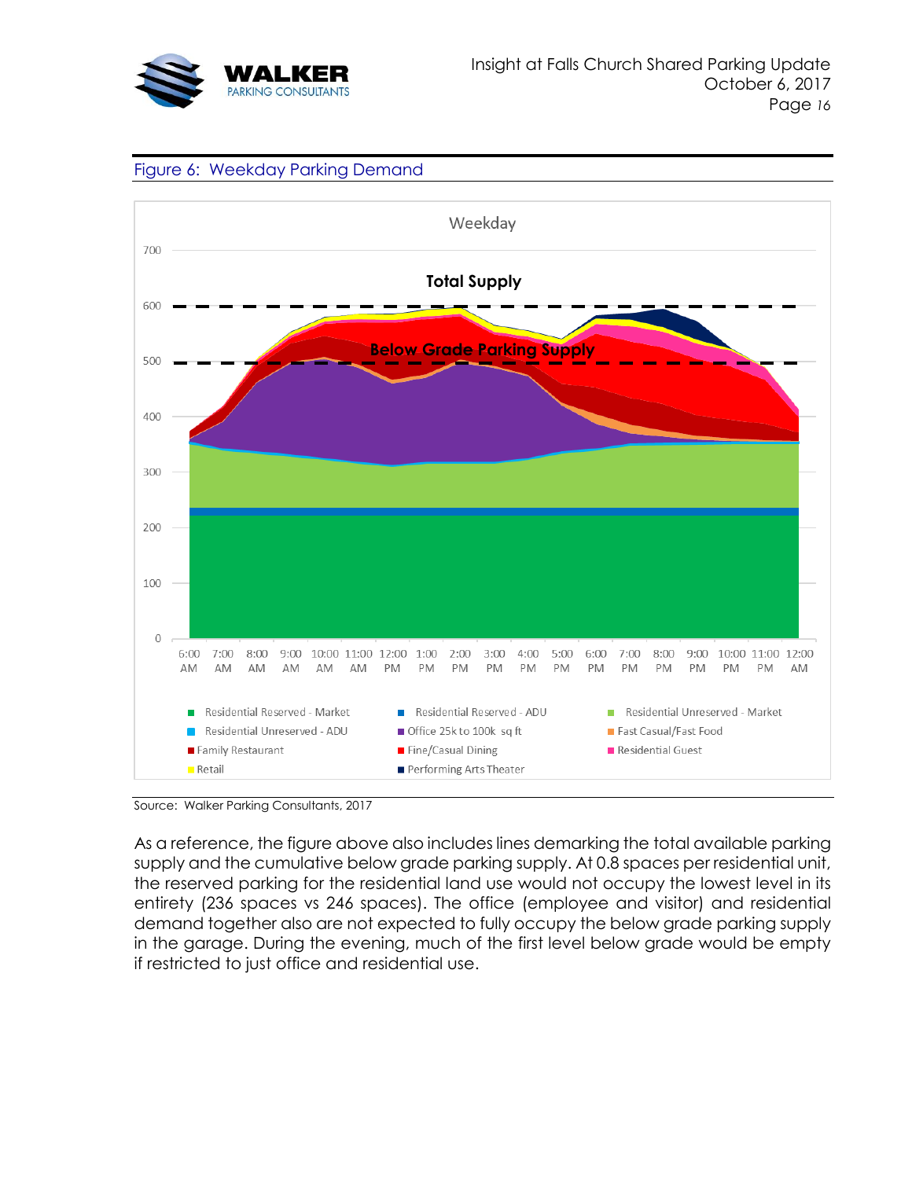Figure 6: Weekday Parking Demand

Source: Walker Parking Consultants, 2017

As a reference, the figure above also includes lines demarking the total available parking supply and the cumulative below grade parking supply. At 0.8 spaces per residential unit, the reserved parking for the residential land use would not occupy the lowest level in its entirety (236 spaces vs 246 spaces). The office (employee and visitor) and residential demand together also are not expected to fully occupy the below grade parking supply in the garage. During the evening, much of the first level below grade would be empty if restricted to just office and residential use.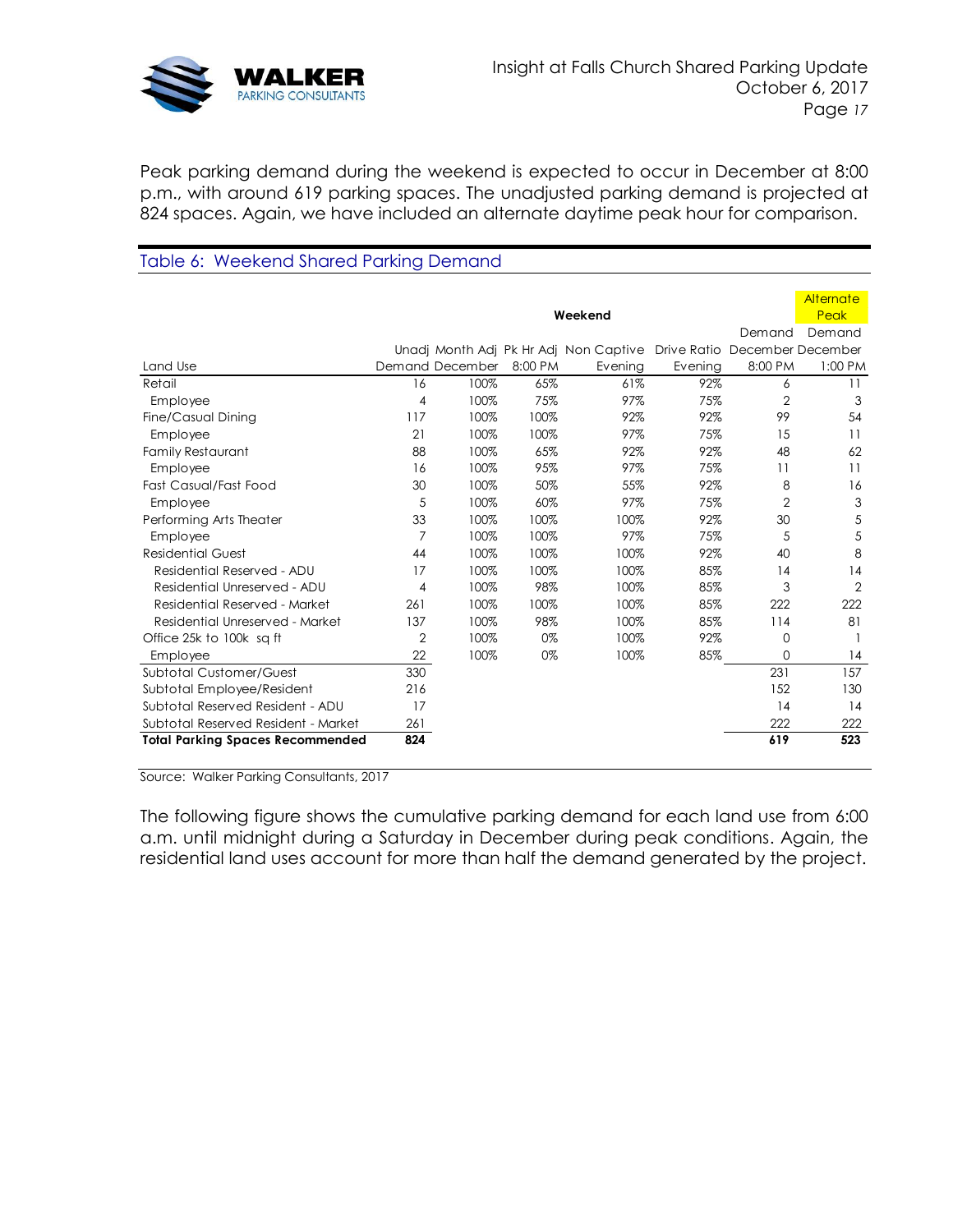Peak parking demand during the weekend is expected to occur in December at 8:00 p.m., with around 619 parking spaces. The unadjusted parking demand is projected at 824 spaces. Again, we have included an alternate daytime peak hour for comparison.

### Table 6: Weekend Shared Parking Demand

| | Weekend | | | | | | Alternate Peak |
|---|---|---|---|---|---|---|---|
| | | | | | | Demand | Demand |
| Land Use | Unadj Demand | Month Adj December | Pk Hr Adj 8:00 PM | Non Captive Evening | Drive Ratio Evening | December 8:00 PM | December 1:00 PM |
| Retail | 16 | 100% | 65% | 61% | 92% | 6 | 11 |
| Employee | 4 | 100% | 75% | 97% | 75% | 2 | 3 |
| Fine/Casual Dining | 117 | 100% | 100% | 92% | 92% | 99 | 54 |
| Employee | 21 | 100% | 100% | 97% | 75% | 15 | 11 |
| Family Restaurant | 88 | 100% | 65% | 92% | 92% | 48 | 62 |
| Employee | 16 | 100% | 95% | 97% | 75% | 11 | 11 |
| Fast Casual/Fast Food | 30 | 100% | 50% | 55% | 92% | 8 | 16 |
| Employee | 5 | 100% | 60% | 97% | 75% | 2 | 3 |
| Performing Arts Theater | 33 | 100% | 100% | 100% | 92% | 30 | 5 |
| Employee | 7 | 100% | 100% | 97% | 75% | 5 | 5 |
| Residential Guest | 44 | 100% | 100% | 100% | 92% | 40 | 8 |
| Residential Reserved - ADU | 17 | 100% | 100% | 100% | 85% | 14 | 14 |
| Residential Unreserved - ADU | 4 | 100% | 98% | 100% | 85% | 3 | 2 |
| Residential Reserved - Market | 261 | 100% | 100% | 100% | 85% | 222 | 222 |
| Residential Unreserved - Market | 137 | 100% | 98% | 100% | 85% | 114 | 81 |
| Office 25k to 100k sq ft | 2 | 100% | 0% | 100% | 92% | 0 | 1 |
| Employee | 22 | 100% | 0% | 100% | 85% | 0 | 14 |
| Subtotal Customer/Guest | 330 | | | | | 231 | 157 |
| Subtotal Employee/Resident | 216 | | | | | 152 | 130 |
| Subtotal Reserved Resident - ADU | 17 | | | | | 14 | 14 |
| Subtotal Reserved Resident - Market | 261 | | | | | 222 | 222 |
| **Total Parking Spaces Recommended** | **824** | | | | | **619** | **523** |

Source: Walker Parking Consultants, 2017

The following figure shows the cumulative parking demand for each land use from 6:00 a.m. until midnight during a Saturday in December during peak conditions. Again, the residential land uses account for more than half the demand generated by the project.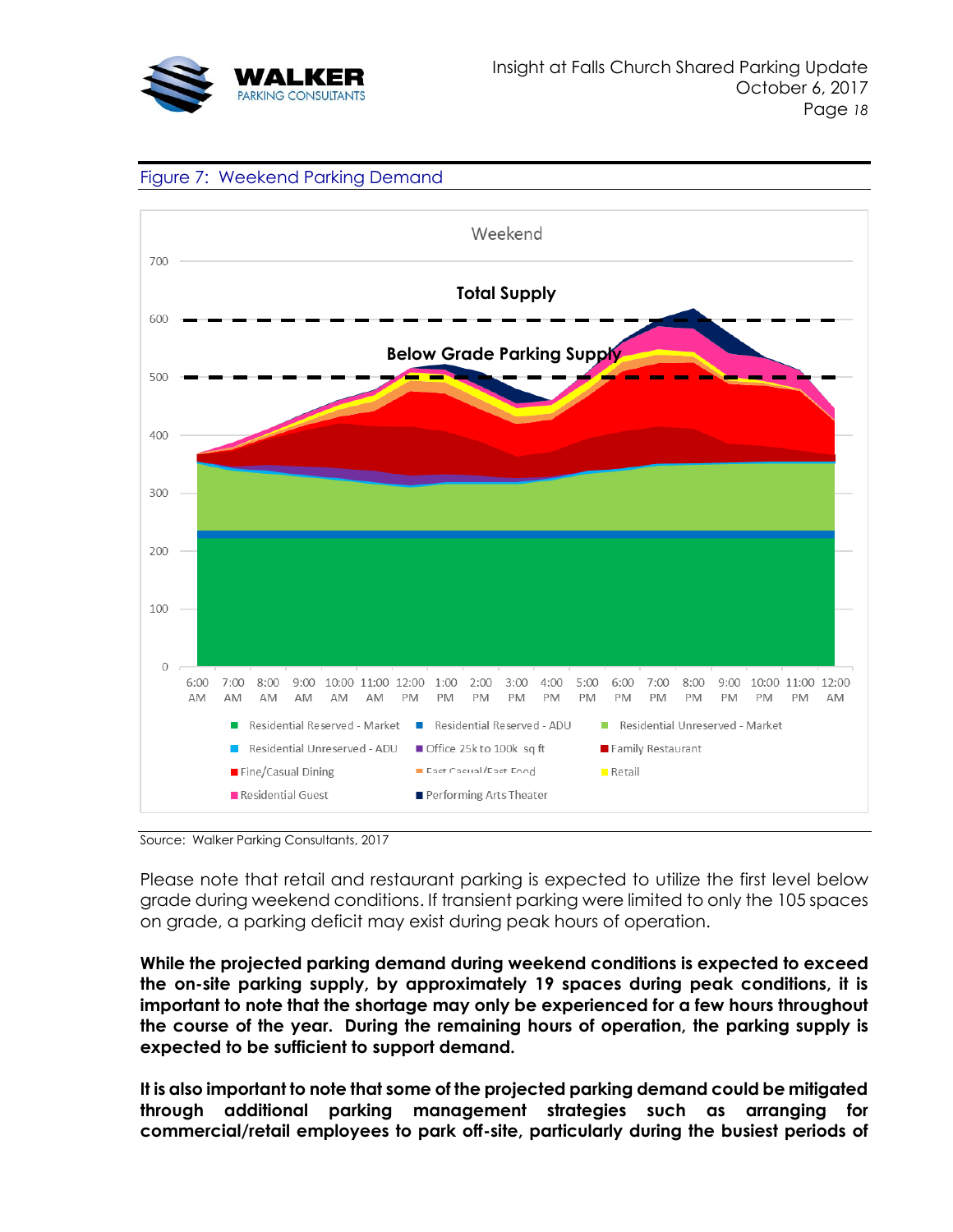Figure 7: Weekend Parking Demand

Source: Walker Parking Consultants, 2017

Please note that retail and restaurant parking is expected to utilize the first level below grade during weekend conditions. If transient parking were limited to only the 105 spaces on grade, a parking deficit may exist during peak hours of operation.

**While the projected parking demand during weekend conditions is expected to exceed the on-site parking supply, by approximately 19 spaces during peak conditions, it is important to note that the shortage may only be experienced for a few hours throughout the course of the year. During the remaining hours of operation, the parking supply is expected to be sufficient to support demand.**

**It is also important to note that some of the projected parking demand could be mitigated through additional parking management strategies such as arranging for commercial/retail employees to park off-site, particularly during the busiest periods of**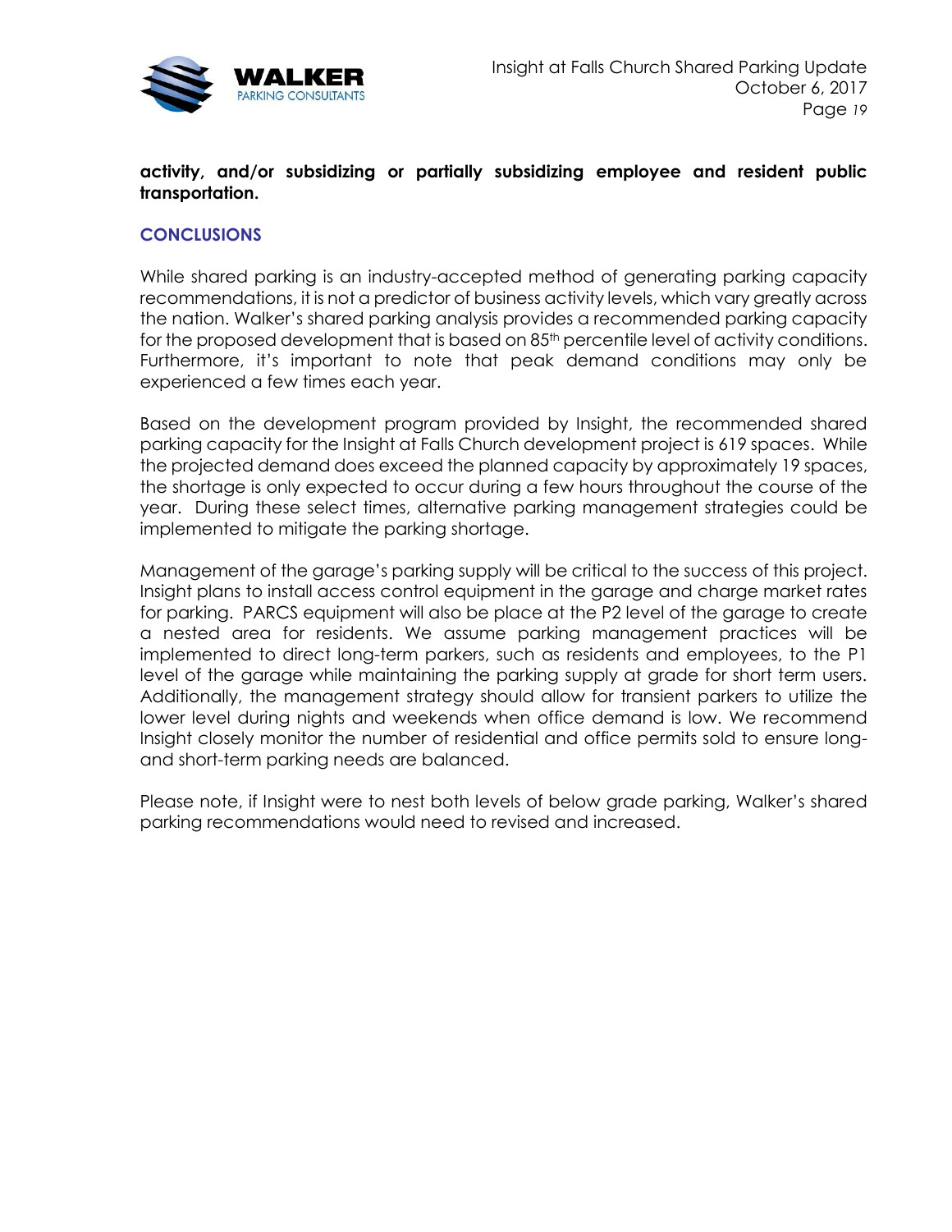**activity, and/or subsidizing or partially subsidizing employee and resident public transportation.**

## CONCLUSIONS

While shared parking is an industry-accepted method of generating parking capacity recommendations, it is not a predictor of business activity levels, which vary greatly across the nation. Walker's shared parking analysis provides a recommended parking capacity for the proposed development that is based on 85th percentile level of activity conditions. Furthermore, it's important to note that peak demand conditions may only be experienced a few times each year.

Based on the development program provided by Insight, the recommended shared parking capacity for the Insight at Falls Church development project is 619 spaces. While the projected demand does exceed the planned capacity by approximately 19 spaces, the shortage is only expected to occur during a few hours throughout the course of the year. During these select times, alternative parking management strategies could be implemented to mitigate the parking shortage.

Management of the garage's parking supply will be critical to the success of this project. Insight plans to install access control equipment in the garage and charge market rates for parking. PARCS equipment will also be place at the P2 level of the garage to create a nested area for residents. We assume parking management practices will be implemented to direct long-term parkers, such as residents and employees, to the P1 level of the garage while maintaining the parking supply at grade for short term users. Additionally, the management strategy should allow for transient parkers to utilize the lower level during nights and weekends when office demand is low. We recommend Insight closely monitor the number of residential and office permits sold to ensure long- and short-term parking needs are balanced.

Please note, if Insight were to nest both levels of below grade parking, Walker's shared parking recommendations would need to revised and increased.